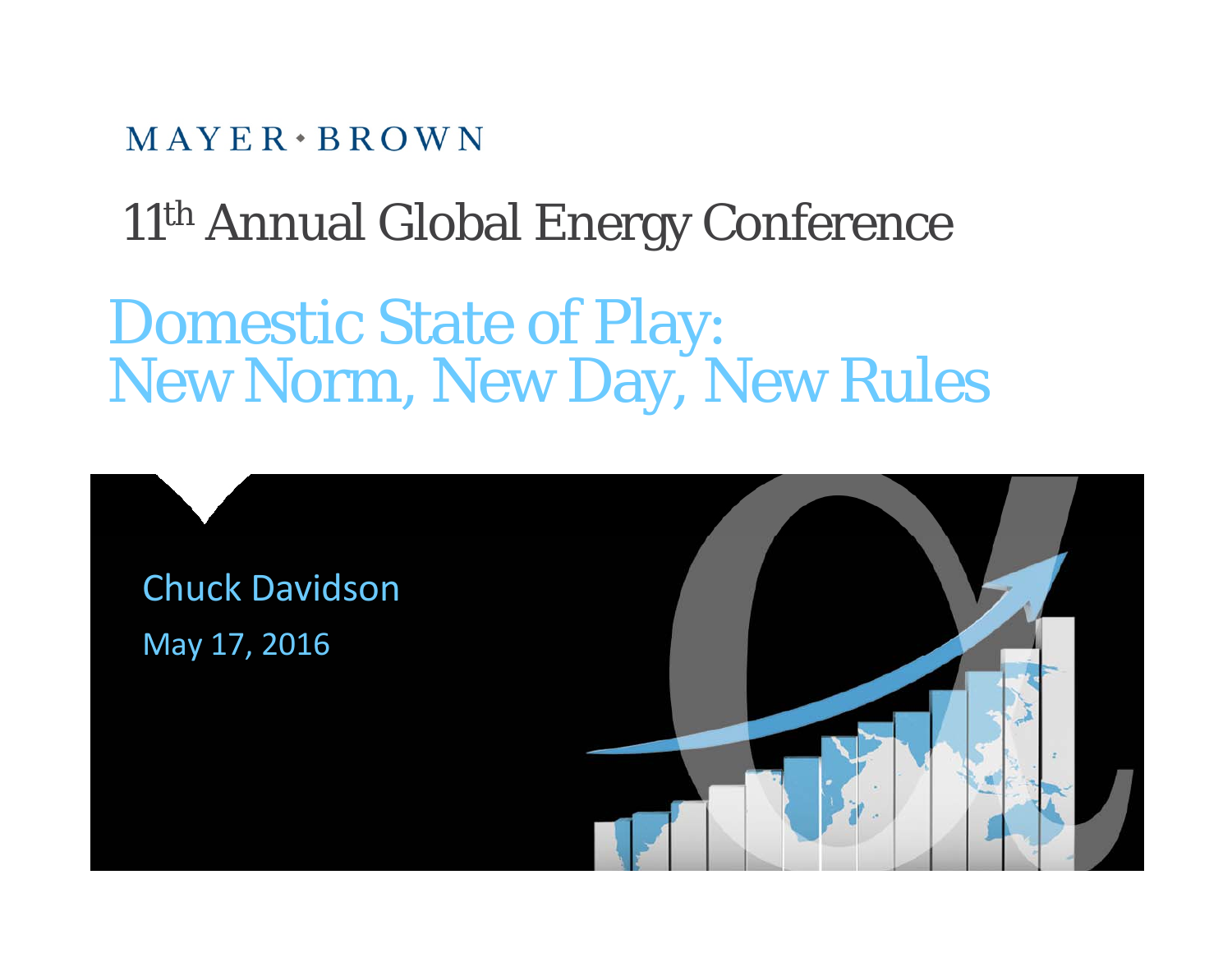MAYER • BROWN

# 11th Annual Global Energy Conference

## Domestic State of Play: New Norm, New Day, New Rules

Chuck Davidson

May 17, 2016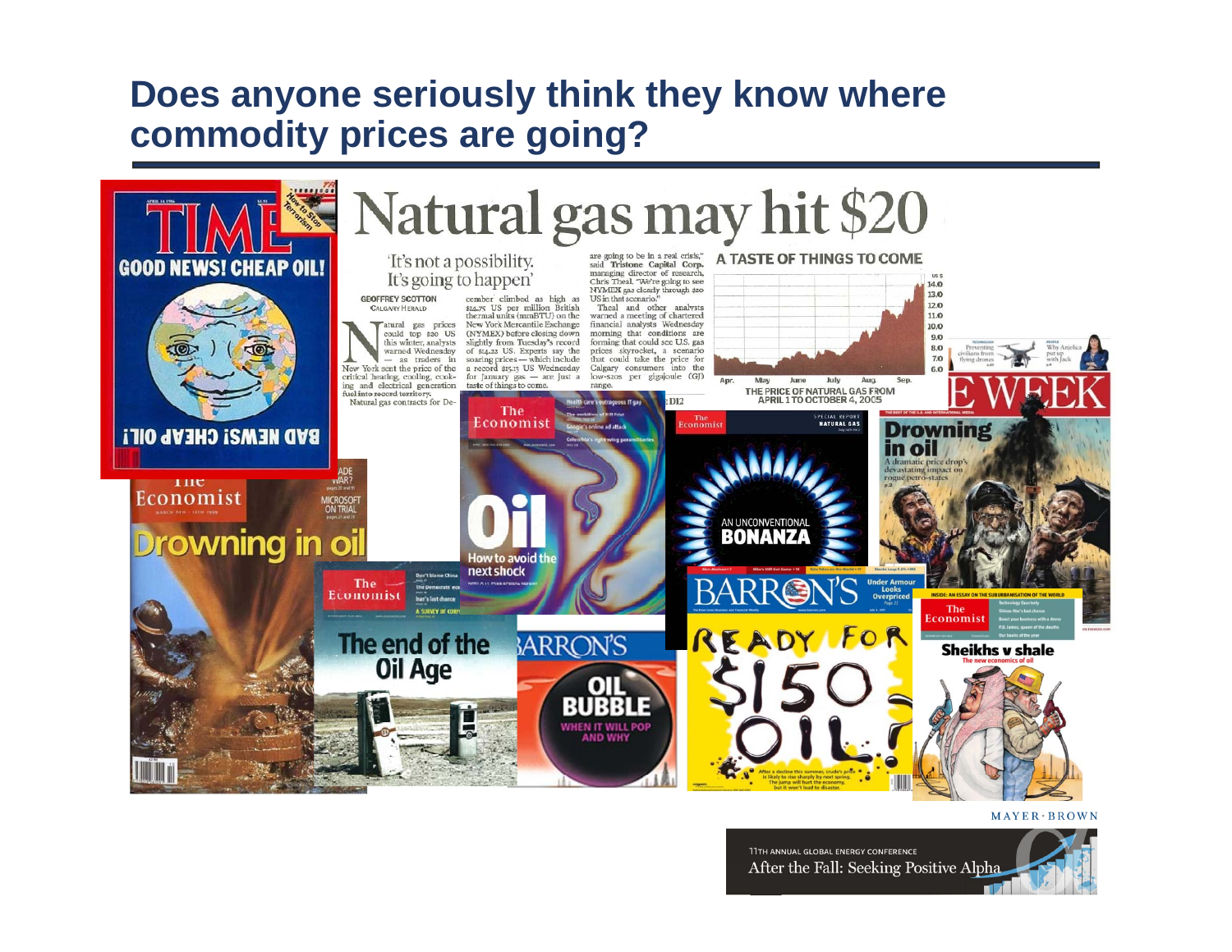# Does anyone seriously think they know where commodity prices are going?

**TIME** — GOOD NEWS! CHEAP OIL! / BAD NEWS! CHEAP OIL!

# Natural gas may hit $20

'It's not a possibility. It's going to happen'

GEOFFREY SCOTTON
CALGARY HERALD

Natural gas prices could top $20 US this winter, analysts warned Wednesday — as traders in New York sent the price of the critical heating, cooling, cooking and electrical generation fuel into record territory.

Natural gas contracts for December climbed as high as $14.75 US per million British thermal units (mmBTU) on the New York Mercantile Exchange (NYMEX) before closing down slightly from Tuesday's record of $14.22 US. Experts say the soaring prices — which include a record $15.11 US Wednesday for January gas — are just a taste of things to come.

"We are going to be in a real crisis," said Tristone Capital Corp. managing director of research, Chris Theal. "We're going to see NYMEX gas clearly through $20 US in that scenario."

Theal and other analysts warned a meeting of chartered financial analysts Wednesday morning that conditions are forming that could see U.S. gas prices skyrocket, a scenario that could take the price for Calgary consumers into the low-$20s per gigajoule (GJ) range.

A TASTE OF THINGS TO COME

THE PRICE OF NATURAL GAS FROM APRIL 1 TO OCTOBER 4, 2005

The Economist — Drowning in oil

The Economist — Oil: How to avoid the next shock

The Economist — An unconventional bonanza

Drowning in oil — A dramatic price drop's devastating impact on rogue petro-states

The Economist — The end of the Oil Age

BARRON'S — OIL BUBBLE: When it will pop and why

BARRON'S — READY FOR $150 OIL?

The Economist — Sheikhs v shale: The new economics of oil

MAYER·BROWN

11TH ANNUAL GLOBAL ENERGY CONFERENCE
After the Fall: Seeking Positive Alpha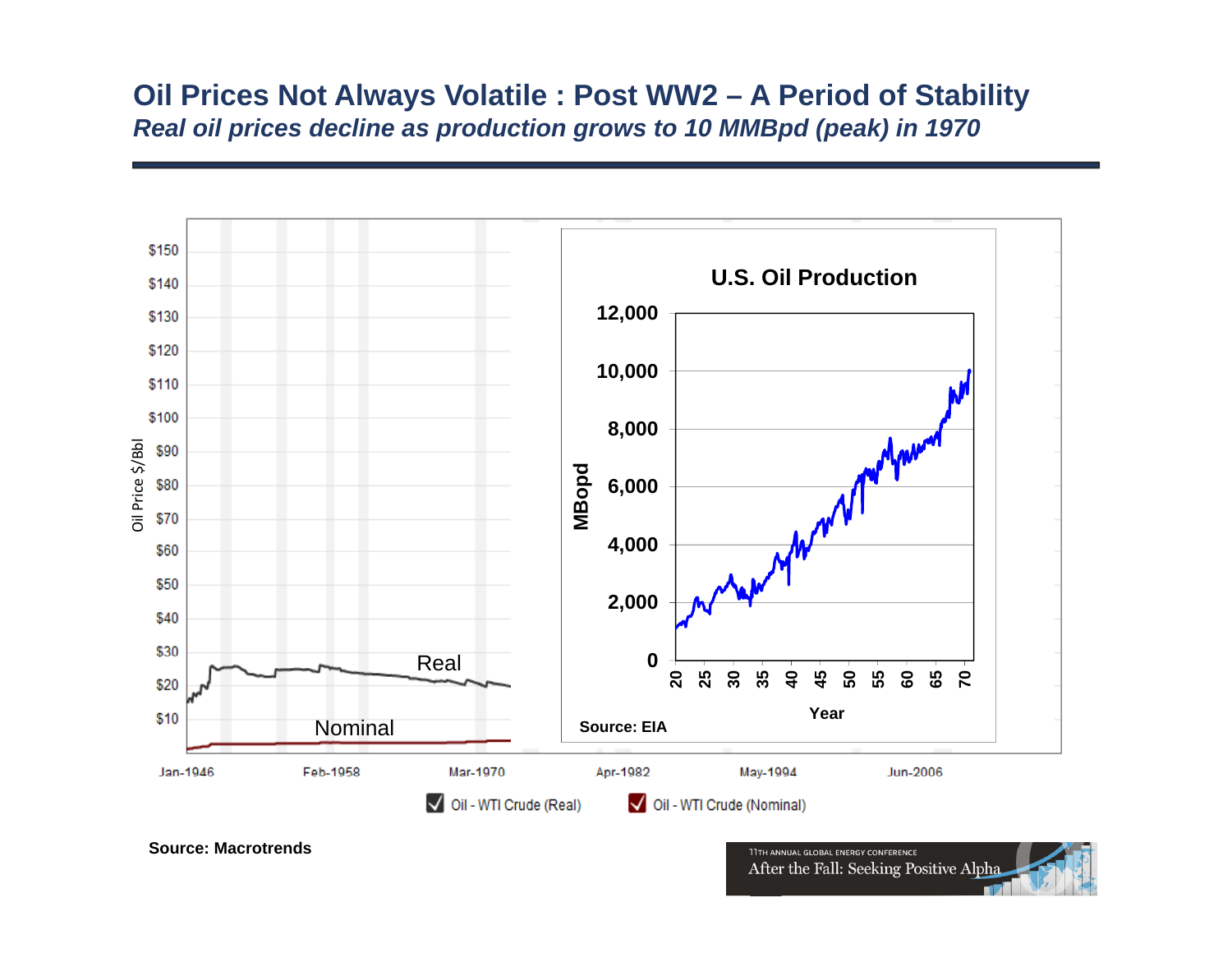# Oil Prices Not Always Volatile : Post WW2 – A Period of Stability

***Real oil prices decline as production grows to 10 MMBpd (peak) in 1970***

**Source: Macrotrends**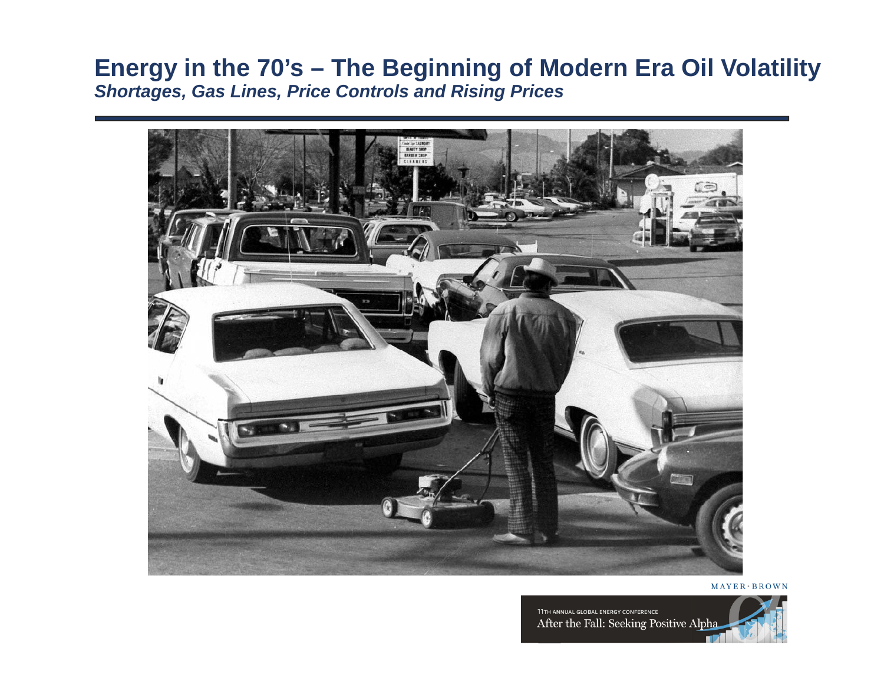# Energy in the 70's – The Beginning of Modern Era Oil Volatility

***Shortages, Gas Lines, Price Controls and Rising Prices***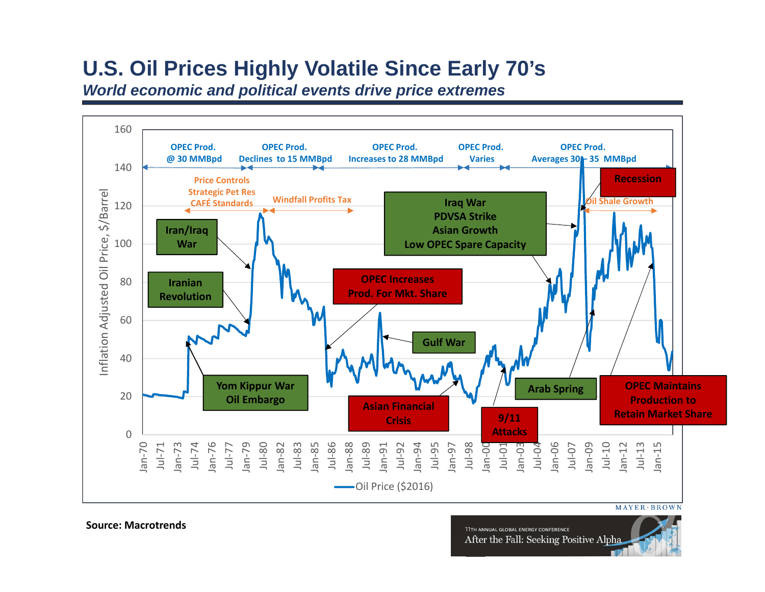# U.S. Oil Prices Highly Volatile Since Early 70's

*World economic and political events drive price extremes*

Inflation Adjusted Oil Price, $/Barrel

OPEC Prod. @ 30 MMBpd | OPEC Prod. Declines to 15 MMBpd | OPEC Prod. Increases to 28 MMBpd | OPEC Prod. Varies | OPEC Prod. Averages 30 – 35 MMBpd

Price Controls / Strategic Pet Res / CAFÉ Standards | Windfall Profits Tax | Oil Shale Growth

Iran/Iraq War · Iranian Revolution · Yom Kippur War Oil Embargo · OPEC Increases Prod. For Mkt. Share · Gulf War · Asian Financial Crisis · 9/11 Attacks · Iraq War / PDVSA Strike / Asian Growth / Low OPEC Spare Capacity · Arab Spring · Recession · OPEC Maintains Production to Retain Market Share

Oil Price ($2016)

**Source: Macrotrends**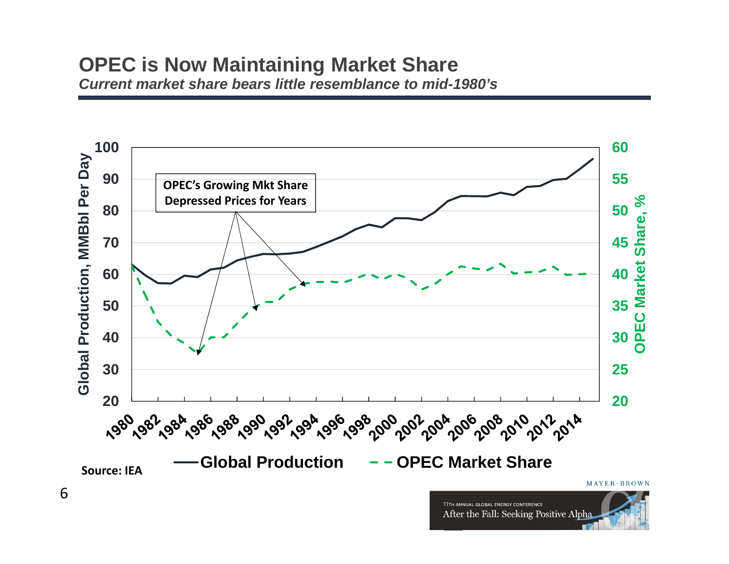# OPEC is Now Maintaining Market Share

*Current market share bears little resemblance to mid-1980's*

OPEC's Growing Mkt Share Depressed Prices for Years

Global Production, MMBbl Per Day

OPEC Market Share, %

Global Production — OPEC Market Share

Source: IEA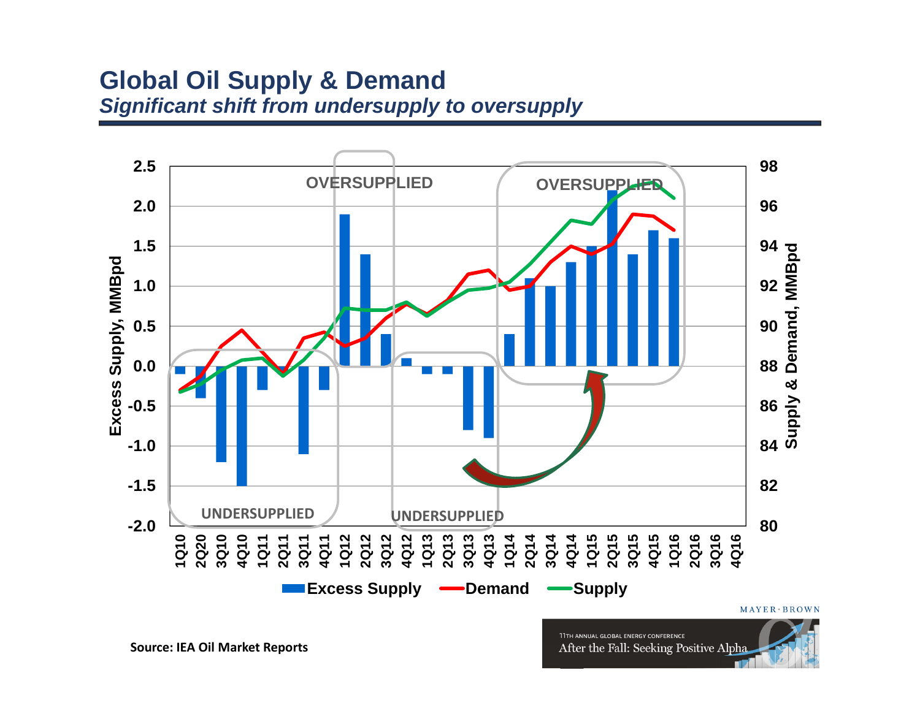# Global Oil Supply & Demand

*Significant shift from undersupply to oversupply*

Source: IEA Oil Market Reports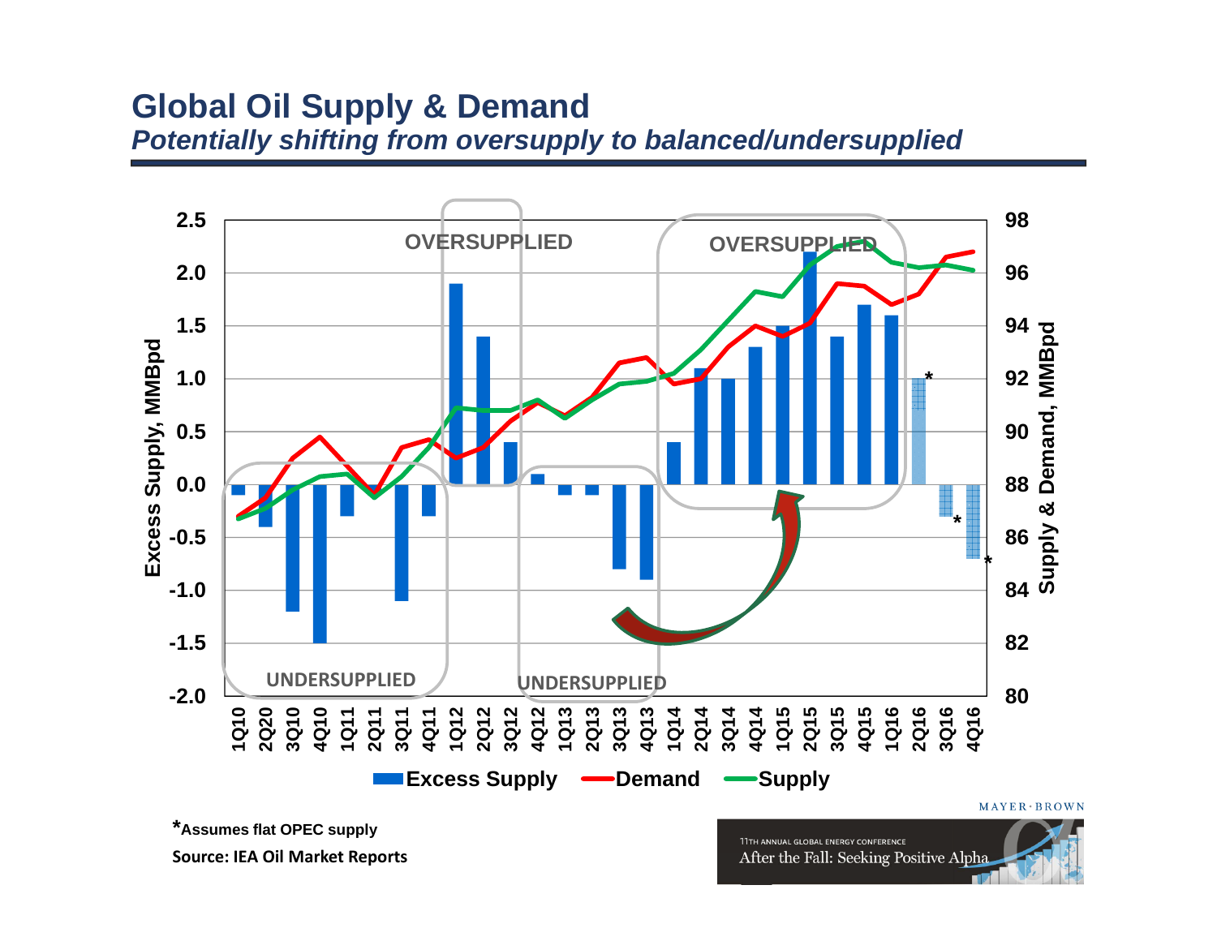# Global Oil Supply & Demand

*Potentially shifting from oversupply to balanced/undersupplied*

OVERSUPPLIED

OVERSUPPLIED

UNDERSUPPLIED

UNDERSUPPLIED

Excess Supply, MMBpd

Supply & Demand, MMBpd

1Q10 2Q20 3Q10 4Q10 1Q11 2Q11 3Q11 4Q11 1Q12 2Q12 3Q12 4Q12 1Q13 2Q13 3Q13 4Q13 1Q14 2Q14 3Q14 4Q14 1Q15 2Q15 3Q15 4Q15 1Q16 2Q16 3Q16 4Q16

Excess Supply | Demand | Supply

**\*Assumes flat OPEC supply**

**Source: IEA Oil Market Reports**

MAYER·BROWN

11TH ANNUAL GLOBAL ENERGY CONFERENCE
After the Fall: Seeking Positive Alpha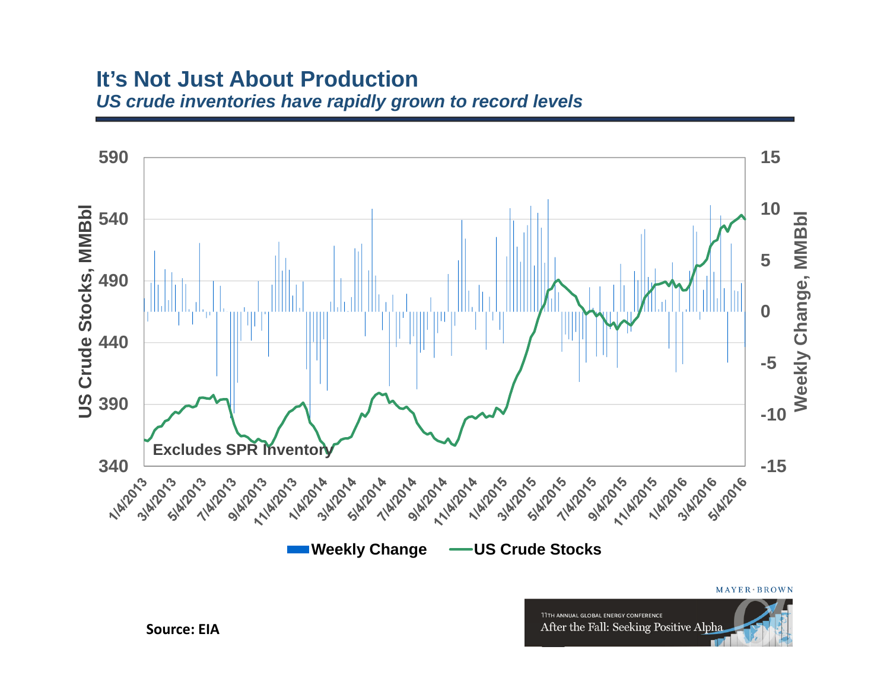# It's Not Just About Production

*US crude inventories have rapidly grown to record levels*

Source: EIA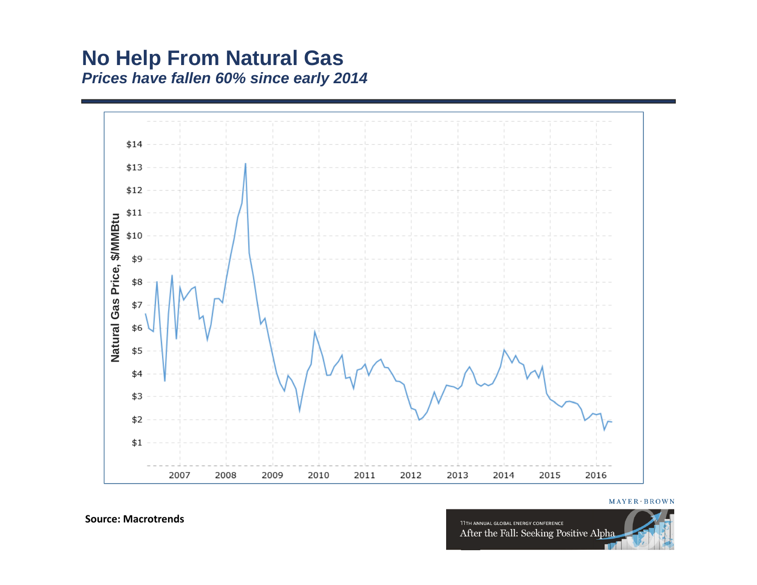# No Help From Natural Gas

***Prices have fallen 60% since early 2014***

Source: Macrotrends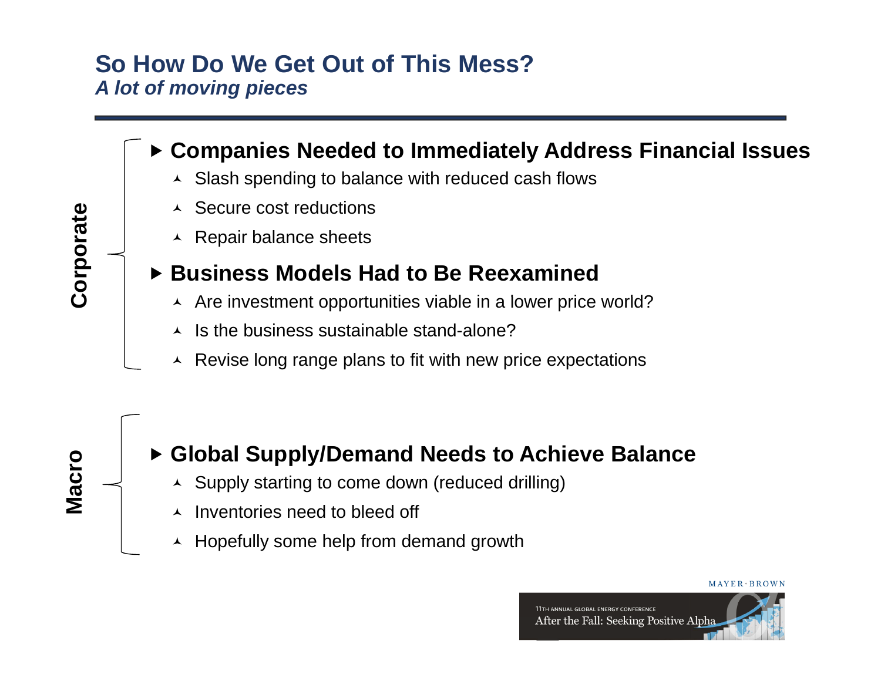# So How Do We Get Out of This Mess?

*A lot of moving pieces*

**Corporate**

- **Companies Needed to Immediately Address Financial Issues**
  - Slash spending to balance with reduced cash flows
  - Secure cost reductions
  - Repair balance sheets
- **Business Models Had to Be Reexamined**
  - Are investment opportunities viable in a lower price world?
  - Is the business sustainable stand-alone?
  - Revise long range plans to fit with new price expectations

**Macro**

- **Global Supply/Demand Needs to Achieve Balance**
  - Supply starting to come down (reduced drilling)
  - Inventories need to bleed off
  - Hopefully some help from demand growth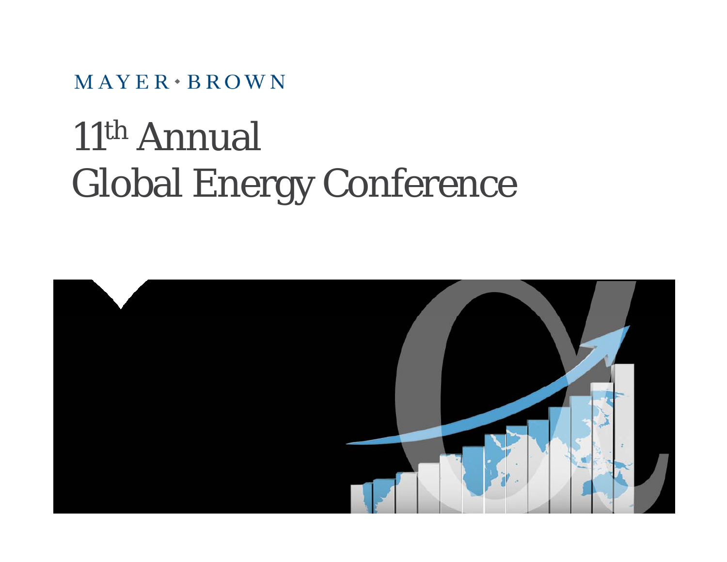MAYER • BROWN

# 11th Annual Global Energy Conference